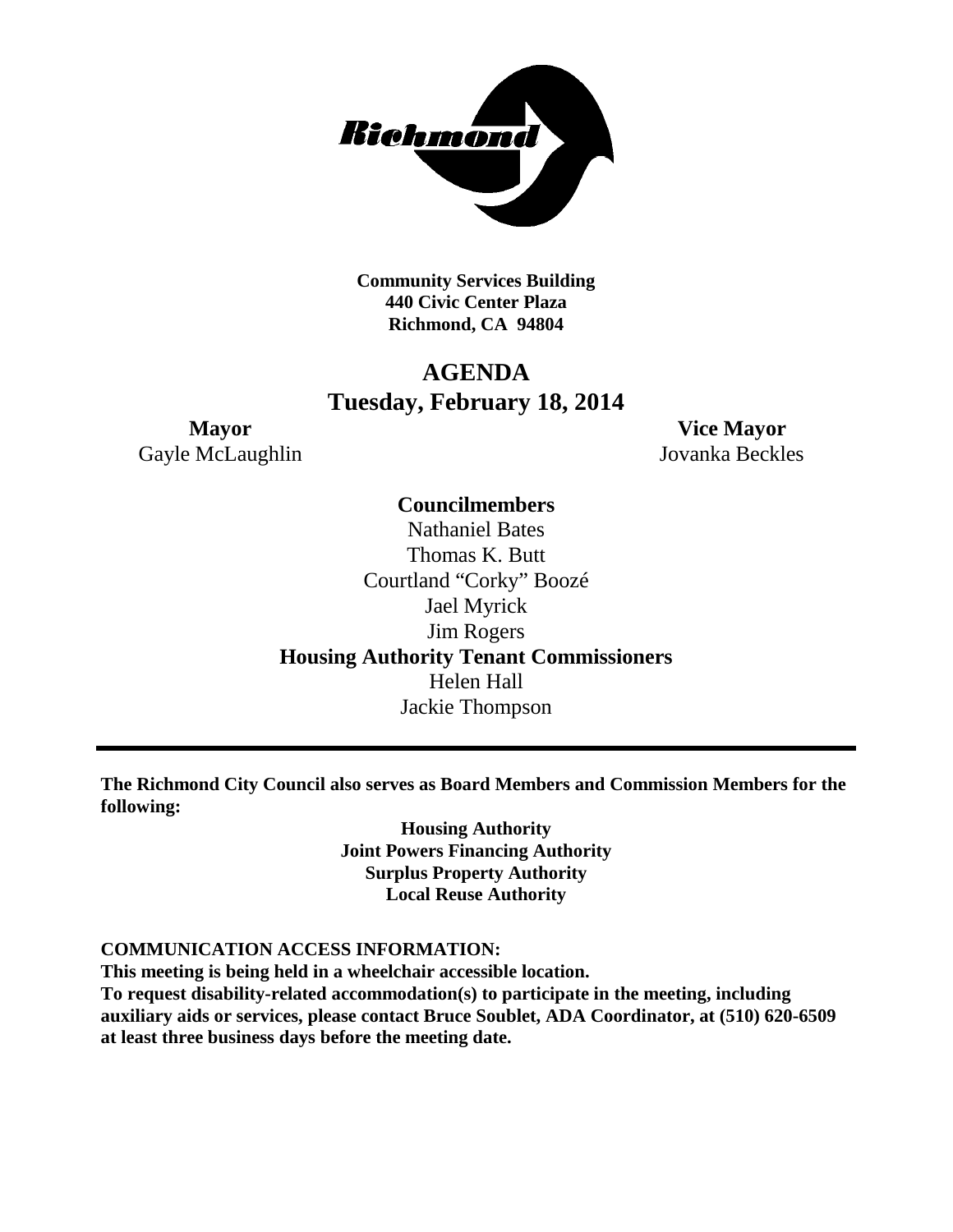Richmond

**Community Services Building**
**440 Civic Center Plaza**
**Richmond, CA 94804**

# AGENDA
## Tuesday, February 18, 2014

**Mayor**
Gayle McLaughlin

**Vice Mayor**
Jovanka Beckles

**Councilmembers**
Nathaniel Bates
Thomas K. Butt
Courtland "Corky" Boozé
Jael Myrick
Jim Rogers

**Housing Authority Tenant Commissioners**
Helen Hall
Jackie Thompson

---

**The Richmond City Council also serves as Board Members and Commission Members for the following:**

**Housing Authority**
**Joint Powers Financing Authority**
**Surplus Property Authority**
**Local Reuse Authority**

**COMMUNICATION ACCESS INFORMATION:**
**This meeting is being held in a wheelchair accessible location.**
**To request disability-related accommodation(s) to participate in the meeting, including auxiliary aids or services, please contact Bruce Soublet, ADA Coordinator, at (510) 620-6509 at least three business days before the meeting date.**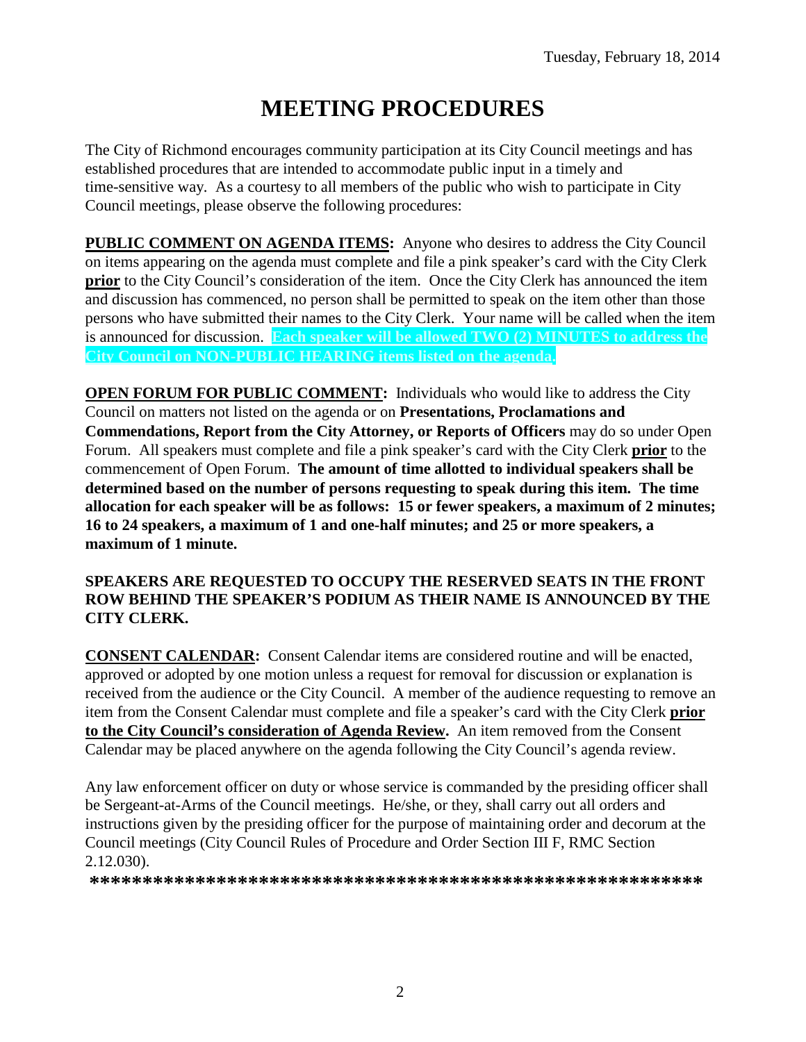Tuesday, February 18, 2014

# MEETING PROCEDURES

The City of Richmond encourages community participation at its City Council meetings and has established procedures that are intended to accommodate public input in a timely and time-sensitive way. As a courtesy to all members of the public who wish to participate in City Council meetings, please observe the following procedures:

**PUBLIC COMMENT ON AGENDA ITEMS:** Anyone who desires to address the City Council on items appearing on the agenda must complete and file a pink speaker's card with the City Clerk **prior** to the City Council's consideration of the item. Once the City Clerk has announced the item and discussion has commenced, no person shall be permitted to speak on the item other than those persons who have submitted their names to the City Clerk. Your name will be called when the item is announced for discussion. **Each speaker will be allowed TWO (2) MINUTES to address the City Council on NON-PUBLIC HEARING items listed on the agenda.**

**OPEN FORUM FOR PUBLIC COMMENT:** Individuals who would like to address the City Council on matters not listed on the agenda or on **Presentations, Proclamations and Commendations, Report from the City Attorney, or Reports of Officers** may do so under Open Forum. All speakers must complete and file a pink speaker's card with the City Clerk **prior** to the commencement of Open Forum. **The amount of time allotted to individual speakers shall be determined based on the number of persons requesting to speak during this item. The time allocation for each speaker will be as follows: 15 or fewer speakers, a maximum of 2 minutes; 16 to 24 speakers, a maximum of 1 and one-half minutes; and 25 or more speakers, a maximum of 1 minute.**

**SPEAKERS ARE REQUESTED TO OCCUPY THE RESERVED SEATS IN THE FRONT ROW BEHIND THE SPEAKER'S PODIUM AS THEIR NAME IS ANNOUNCED BY THE CITY CLERK.**

**CONSENT CALENDAR:** Consent Calendar items are considered routine and will be enacted, approved or adopted by one motion unless a request for removal for discussion or explanation is received from the audience or the City Council. A member of the audience requesting to remove an item from the Consent Calendar must complete and file a speaker's card with the City Clerk **prior to the City Council's consideration of Agenda Review.** An item removed from the Consent Calendar may be placed anywhere on the agenda following the City Council's agenda review.

Any law enforcement officer on duty or whose service is commanded by the presiding officer shall be Sergeant-at-Arms of the Council meetings. He/she, or they, shall carry out all orders and instructions given by the presiding officer for the purpose of maintaining order and decorum at the Council meetings (City Council Rules of Procedure and Order Section III F, RMC Section 2.12.030).

**\*\*\*\*\*\*\*\*\*\*\*\*\*\*\*\*\*\*\*\*\*\*\*\*\*\*\*\*\*\*\*\*\*\*\*\*\*\*\*\*\*\*\*\*\*\*\*\*\*\*\*\*\*\*\*\*\*\*\*\***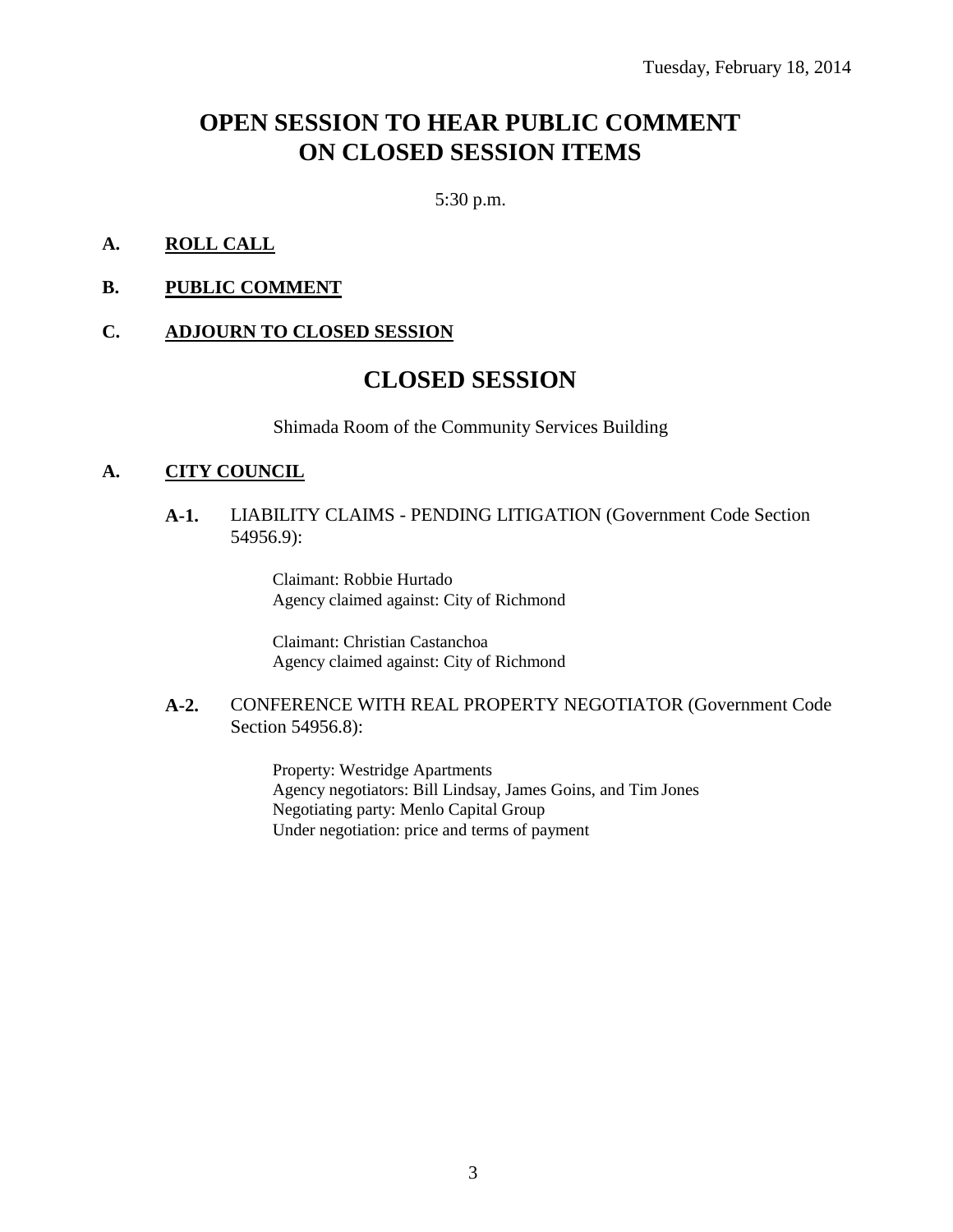Tuesday, February 18, 2014

# OPEN SESSION TO HEAR PUBLIC COMMENT ON CLOSED SESSION ITEMS

5:30 p.m.

**A. ROLL CALL**

**B. PUBLIC COMMENT**

**C. ADJOURN TO CLOSED SESSION**

# CLOSED SESSION

Shimada Room of the Community Services Building

**A. CITY COUNCIL**

**A-1.** LIABILITY CLAIMS - PENDING LITIGATION (Government Code Section 54956.9):

Claimant: Robbie Hurtado
Agency claimed against: City of Richmond

Claimant: Christian Castanchoa
Agency claimed against: City of Richmond

**A-2.** CONFERENCE WITH REAL PROPERTY NEGOTIATOR (Government Code Section 54956.8):

Property: Westridge Apartments
Agency negotiators: Bill Lindsay, James Goins, and Tim Jones
Negotiating party: Menlo Capital Group
Under negotiation: price and terms of payment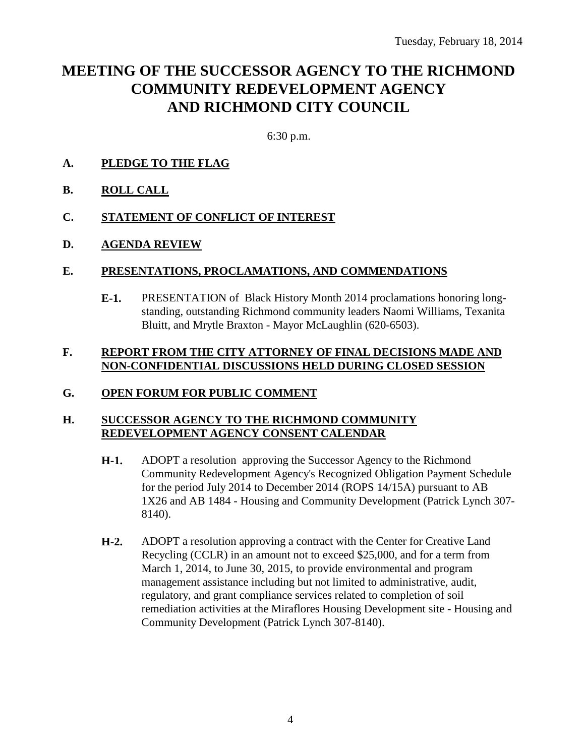Tuesday, February 18, 2014

# MEETING OF THE SUCCESSOR AGENCY TO THE RICHMOND COMMUNITY REDEVELOPMENT AGENCY AND RICHMOND CITY COUNCIL

6:30 p.m.

**A. PLEDGE TO THE FLAG**

**B. ROLL CALL**

**C. STATEMENT OF CONFLICT OF INTEREST**

**D. AGENDA REVIEW**

**E. PRESENTATIONS, PROCLAMATIONS, AND COMMENDATIONS**

**E-1.** PRESENTATION of Black History Month 2014 proclamations honoring long-standing, outstanding Richmond community leaders Naomi Williams, Texanita Bluitt, and Mrytle Braxton - Mayor McLaughlin (620-6503).

**F. REPORT FROM THE CITY ATTORNEY OF FINAL DECISIONS MADE AND NON-CONFIDENTIAL DISCUSSIONS HELD DURING CLOSED SESSION**

**G. OPEN FORUM FOR PUBLIC COMMENT**

**H. SUCCESSOR AGENCY TO THE RICHMOND COMMUNITY REDEVELOPMENT AGENCY CONSENT CALENDAR**

**H-1.** ADOPT a resolution approving the Successor Agency to the Richmond Community Redevelopment Agency's Recognized Obligation Payment Schedule for the period July 2014 to December 2014 (ROPS 14/15A) pursuant to AB 1X26 and AB 1484 - Housing and Community Development (Patrick Lynch 307-8140).

**H-2.** ADOPT a resolution approving a contract with the Center for Creative Land Recycling (CCLR) in an amount not to exceed $25,000, and for a term from March 1, 2014, to June 30, 2015, to provide environmental and program management assistance including but not limited to administrative, audit, regulatory, and grant compliance services related to completion of soil remediation activities at the Miraflores Housing Development site - Housing and Community Development (Patrick Lynch 307-8140).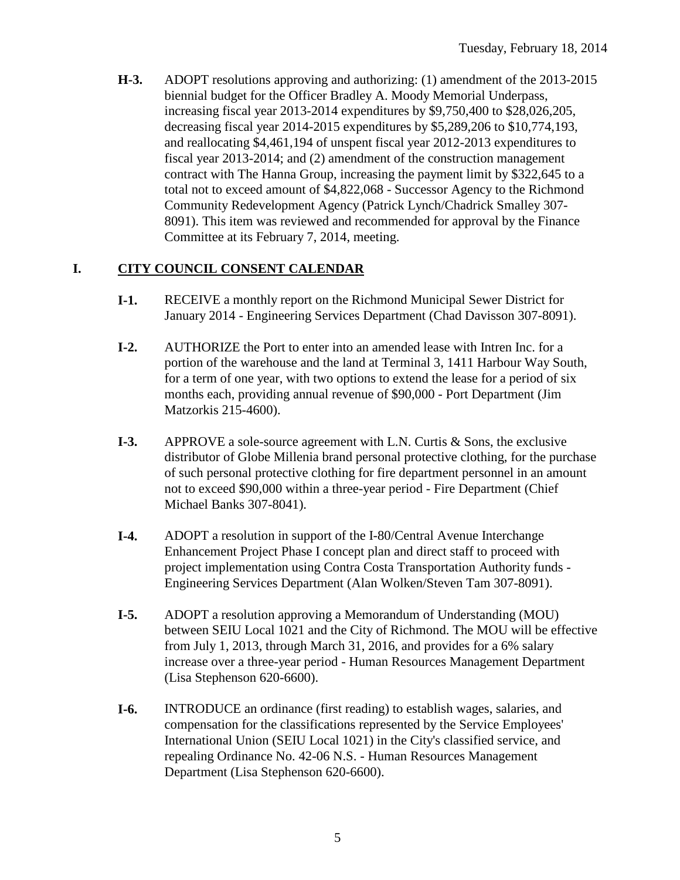**H-3.** ADOPT resolutions approving and authorizing: (1) amendment of the 2013-2015 biennial budget for the Officer Bradley A. Moody Memorial Underpass, increasing fiscal year 2013-2014 expenditures by $9,750,400 to $28,026,205, decreasing fiscal year 2014-2015 expenditures by $5,289,206 to $10,774,193, and reallocating $4,461,194 of unspent fiscal year 2012-2013 expenditures to fiscal year 2013-2014; and (2) amendment of the construction management contract with The Hanna Group, increasing the payment limit by $322,645 to a total not to exceed amount of $4,822,068 - Successor Agency to the Richmond Community Redevelopment Agency (Patrick Lynch/Chadrick Smalley 307-8091). This item was reviewed and recommended for approval by the Finance Committee at its February 7, 2014, meeting.

## I. CITY COUNCIL CONSENT CALENDAR

**I-1.** RECEIVE a monthly report on the Richmond Municipal Sewer District for January 2014 - Engineering Services Department (Chad Davisson 307-8091).

**I-2.** AUTHORIZE the Port to enter into an amended lease with Intren Inc. for a portion of the warehouse and the land at Terminal 3, 1411 Harbour Way South, for a term of one year, with two options to extend the lease for a period of six months each, providing annual revenue of $90,000 - Port Department (Jim Matzorkis 215-4600).

**I-3.** APPROVE a sole-source agreement with L.N. Curtis & Sons, the exclusive distributor of Globe Millenia brand personal protective clothing, for the purchase of such personal protective clothing for fire department personnel in an amount not to exceed $90,000 within a three-year period - Fire Department (Chief Michael Banks 307-8041).

**I-4.** ADOPT a resolution in support of the I-80/Central Avenue Interchange Enhancement Project Phase I concept plan and direct staff to proceed with project implementation using Contra Costa Transportation Authority funds - Engineering Services Department (Alan Wolken/Steven Tam 307-8091).

**I-5.** ADOPT a resolution approving a Memorandum of Understanding (MOU) between SEIU Local 1021 and the City of Richmond. The MOU will be effective from July 1, 2013, through March 31, 2016, and provides for a 6% salary increase over a three-year period - Human Resources Management Department (Lisa Stephenson 620-6600).

**I-6.** INTRODUCE an ordinance (first reading) to establish wages, salaries, and compensation for the classifications represented by the Service Employees' International Union (SEIU Local 1021) in the City's classified service, and repealing Ordinance No. 42-06 N.S. - Human Resources Management Department (Lisa Stephenson 620-6600).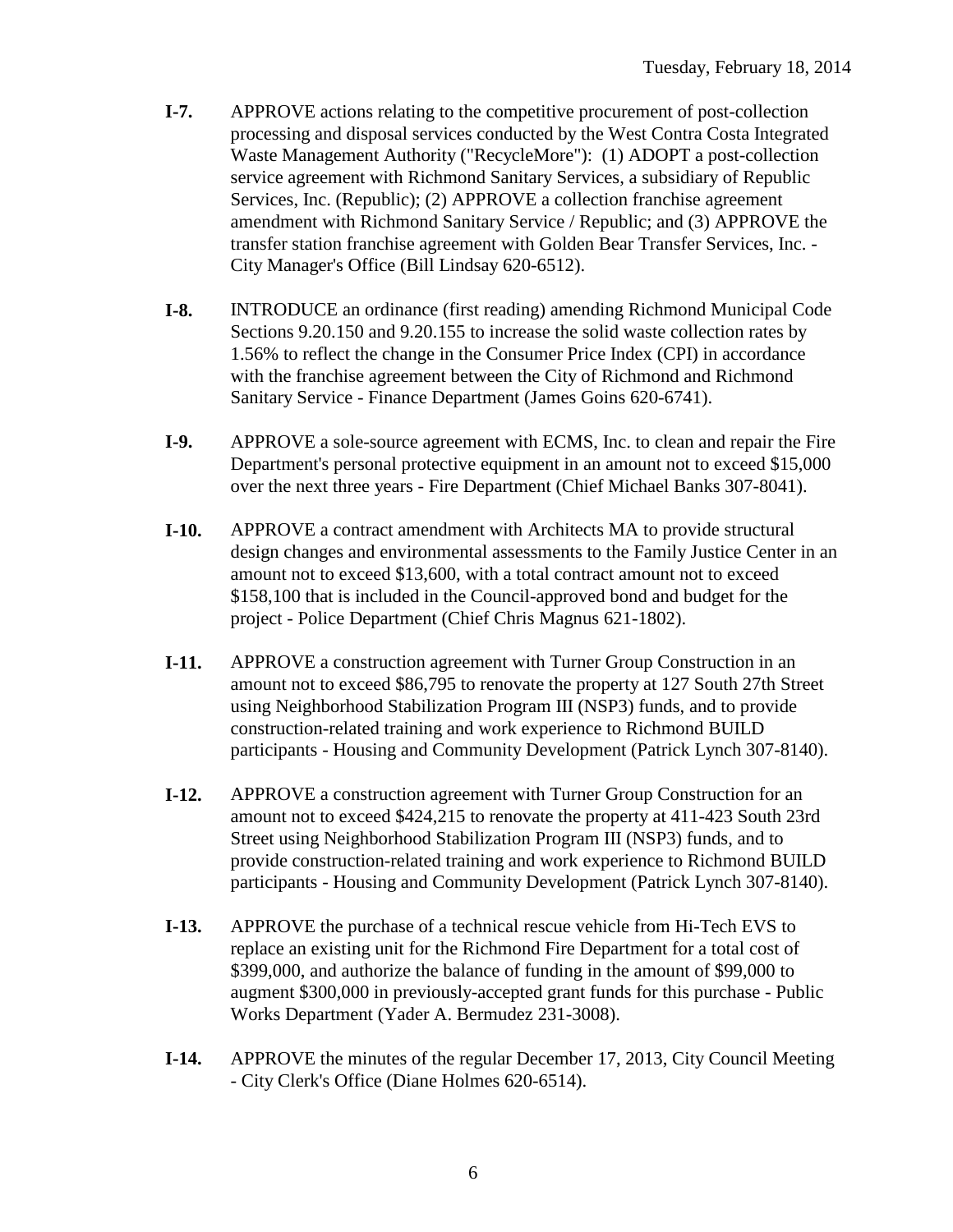**I-7.** APPROVE actions relating to the competitive procurement of post-collection processing and disposal services conducted by the West Contra Costa Integrated Waste Management Authority ("RecycleMore"): (1) ADOPT a post-collection service agreement with Richmond Sanitary Services, a subsidiary of Republic Services, Inc. (Republic); (2) APPROVE a collection franchise agreement amendment with Richmond Sanitary Service / Republic; and (3) APPROVE the transfer station franchise agreement with Golden Bear Transfer Services, Inc. - City Manager's Office (Bill Lindsay 620-6512).

**I-8.** INTRODUCE an ordinance (first reading) amending Richmond Municipal Code Sections 9.20.150 and 9.20.155 to increase the solid waste collection rates by 1.56% to reflect the change in the Consumer Price Index (CPI) in accordance with the franchise agreement between the City of Richmond and Richmond Sanitary Service - Finance Department (James Goins 620-6741).

**I-9.** APPROVE a sole-source agreement with ECMS, Inc. to clean and repair the Fire Department's personal protective equipment in an amount not to exceed $15,000 over the next three years - Fire Department (Chief Michael Banks 307-8041).

**I-10.** APPROVE a contract amendment with Architects MA to provide structural design changes and environmental assessments to the Family Justice Center in an amount not to exceed $13,600, with a total contract amount not to exceed $158,100 that is included in the Council-approved bond and budget for the project - Police Department (Chief Chris Magnus 621-1802).

**I-11.** APPROVE a construction agreement with Turner Group Construction in an amount not to exceed $86,795 to renovate the property at 127 South 27th Street using Neighborhood Stabilization Program III (NSP3) funds, and to provide construction-related training and work experience to Richmond BUILD participants - Housing and Community Development (Patrick Lynch 307-8140).

**I-12.** APPROVE a construction agreement with Turner Group Construction for an amount not to exceed $424,215 to renovate the property at 411-423 South 23rd Street using Neighborhood Stabilization Program III (NSP3) funds, and to provide construction-related training and work experience to Richmond BUILD participants - Housing and Community Development (Patrick Lynch 307-8140).

**I-13.** APPROVE the purchase of a technical rescue vehicle from Hi-Tech EVS to replace an existing unit for the Richmond Fire Department for a total cost of $399,000, and authorize the balance of funding in the amount of $99,000 to augment $300,000 in previously-accepted grant funds for this purchase - Public Works Department (Yader A. Bermudez 231-3008).

**I-14.** APPROVE the minutes of the regular December 17, 2013, City Council Meeting - City Clerk's Office (Diane Holmes 620-6514).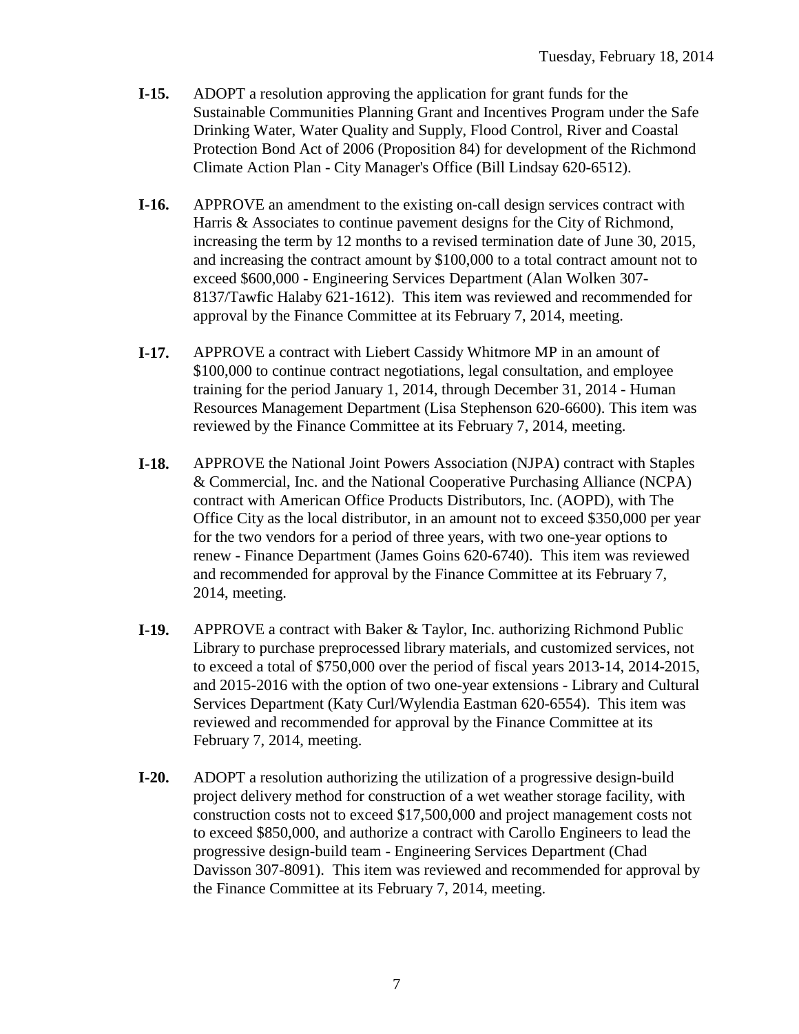**I-15.** ADOPT a resolution approving the application for grant funds for the Sustainable Communities Planning Grant and Incentives Program under the Safe Drinking Water, Water Quality and Supply, Flood Control, River and Coastal Protection Bond Act of 2006 (Proposition 84) for development of the Richmond Climate Action Plan - City Manager's Office (Bill Lindsay 620-6512).

**I-16.** APPROVE an amendment to the existing on-call design services contract with Harris & Associates to continue pavement designs for the City of Richmond, increasing the term by 12 months to a revised termination date of June 30, 2015, and increasing the contract amount by $100,000 to a total contract amount not to exceed $600,000 - Engineering Services Department (Alan Wolken 307-8137/Tawfic Halaby 621-1612). This item was reviewed and recommended for approval by the Finance Committee at its February 7, 2014, meeting.

**I-17.** APPROVE a contract with Liebert Cassidy Whitmore MP in an amount of $100,000 to continue contract negotiations, legal consultation, and employee training for the period January 1, 2014, through December 31, 2014 - Human Resources Management Department (Lisa Stephenson 620-6600). This item was reviewed by the Finance Committee at its February 7, 2014, meeting.

**I-18.** APPROVE the National Joint Powers Association (NJPA) contract with Staples & Commercial, Inc. and the National Cooperative Purchasing Alliance (NCPA) contract with American Office Products Distributors, Inc. (AOPD), with The Office City as the local distributor, in an amount not to exceed $350,000 per year for the two vendors for a period of three years, with two one-year options to renew - Finance Department (James Goins 620-6740). This item was reviewed and recommended for approval by the Finance Committee at its February 7, 2014, meeting.

**I-19.** APPROVE a contract with Baker & Taylor, Inc. authorizing Richmond Public Library to purchase preprocessed library materials, and customized services, not to exceed a total of $750,000 over the period of fiscal years 2013-14, 2014-2015, and 2015-2016 with the option of two one-year extensions - Library and Cultural Services Department (Katy Curl/Wylendia Eastman 620-6554). This item was reviewed and recommended for approval by the Finance Committee at its February 7, 2014, meeting.

**I-20.** ADOPT a resolution authorizing the utilization of a progressive design-build project delivery method for construction of a wet weather storage facility, with construction costs not to exceed $17,500,000 and project management costs not to exceed $850,000, and authorize a contract with Carollo Engineers to lead the progressive design-build team - Engineering Services Department (Chad Davisson 307-8091). This item was reviewed and recommended for approval by the Finance Committee at its February 7, 2014, meeting.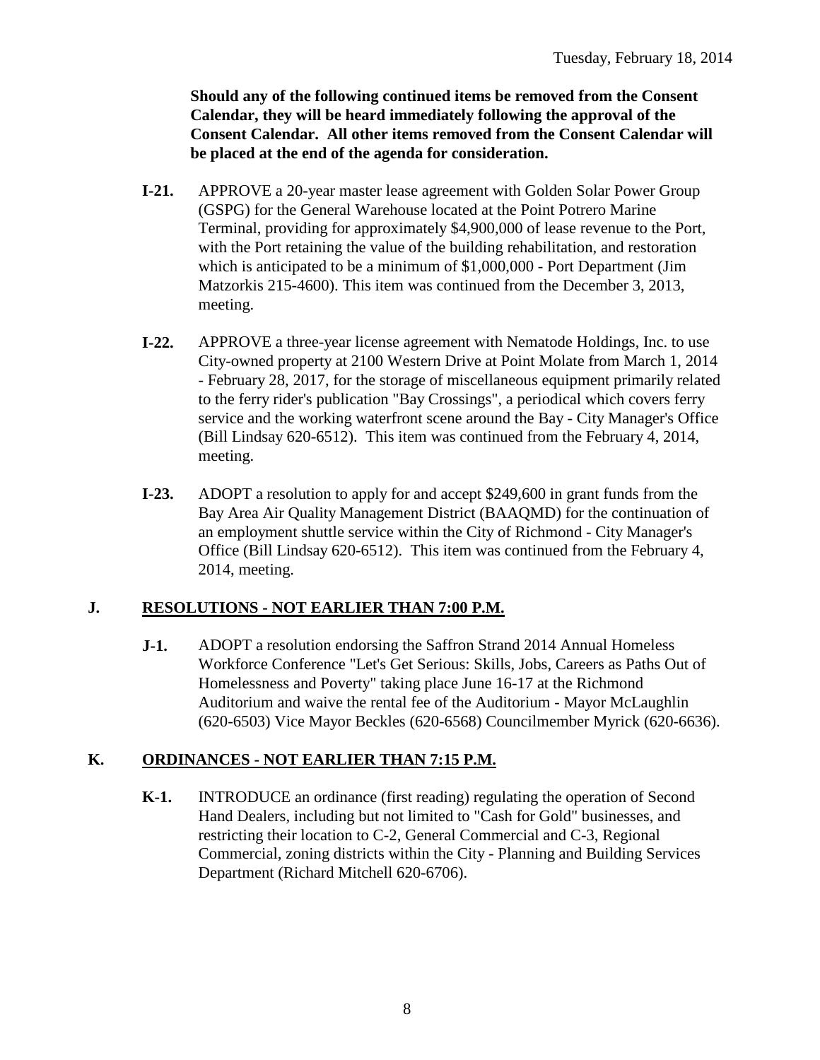**Should any of the following continued items be removed from the Consent Calendar, they will be heard immediately following the approval of the Consent Calendar. All other items removed from the Consent Calendar will be placed at the end of the agenda for consideration.**

**I-21.** APPROVE a 20-year master lease agreement with Golden Solar Power Group (GSPG) for the General Warehouse located at the Point Potrero Marine Terminal, providing for approximately $4,900,000 of lease revenue to the Port, with the Port retaining the value of the building rehabilitation, and restoration which is anticipated to be a minimum of $1,000,000 - Port Department (Jim Matzorkis 215-4600). This item was continued from the December 3, 2013, meeting.

**I-22.** APPROVE a three-year license agreement with Nematode Holdings, Inc. to use City-owned property at 2100 Western Drive at Point Molate from March 1, 2014 - February 28, 2017, for the storage of miscellaneous equipment primarily related to the ferry rider's publication "Bay Crossings", a periodical which covers ferry service and the working waterfront scene around the Bay - City Manager's Office (Bill Lindsay 620-6512). This item was continued from the February 4, 2014, meeting.

**I-23.** ADOPT a resolution to apply for and accept $249,600 in grant funds from the Bay Area Air Quality Management District (BAAQMD) for the continuation of an employment shuttle service within the City of Richmond - City Manager's Office (Bill Lindsay 620-6512). This item was continued from the February 4, 2014, meeting.

## J. RESOLUTIONS - NOT EARLIER THAN 7:00 P.M.

**J-1.** ADOPT a resolution endorsing the Saffron Strand 2014 Annual Homeless Workforce Conference "Let's Get Serious: Skills, Jobs, Careers as Paths Out of Homelessness and Poverty" taking place June 16-17 at the Richmond Auditorium and waive the rental fee of the Auditorium - Mayor McLaughlin (620-6503) Vice Mayor Beckles (620-6568) Councilmember Myrick (620-6636).

## K. ORDINANCES - NOT EARLIER THAN 7:15 P.M.

**K-1.** INTRODUCE an ordinance (first reading) regulating the operation of Second Hand Dealers, including but not limited to "Cash for Gold" businesses, and restricting their location to C-2, General Commercial and C-3, Regional Commercial, zoning districts within the City - Planning and Building Services Department (Richard Mitchell 620-6706).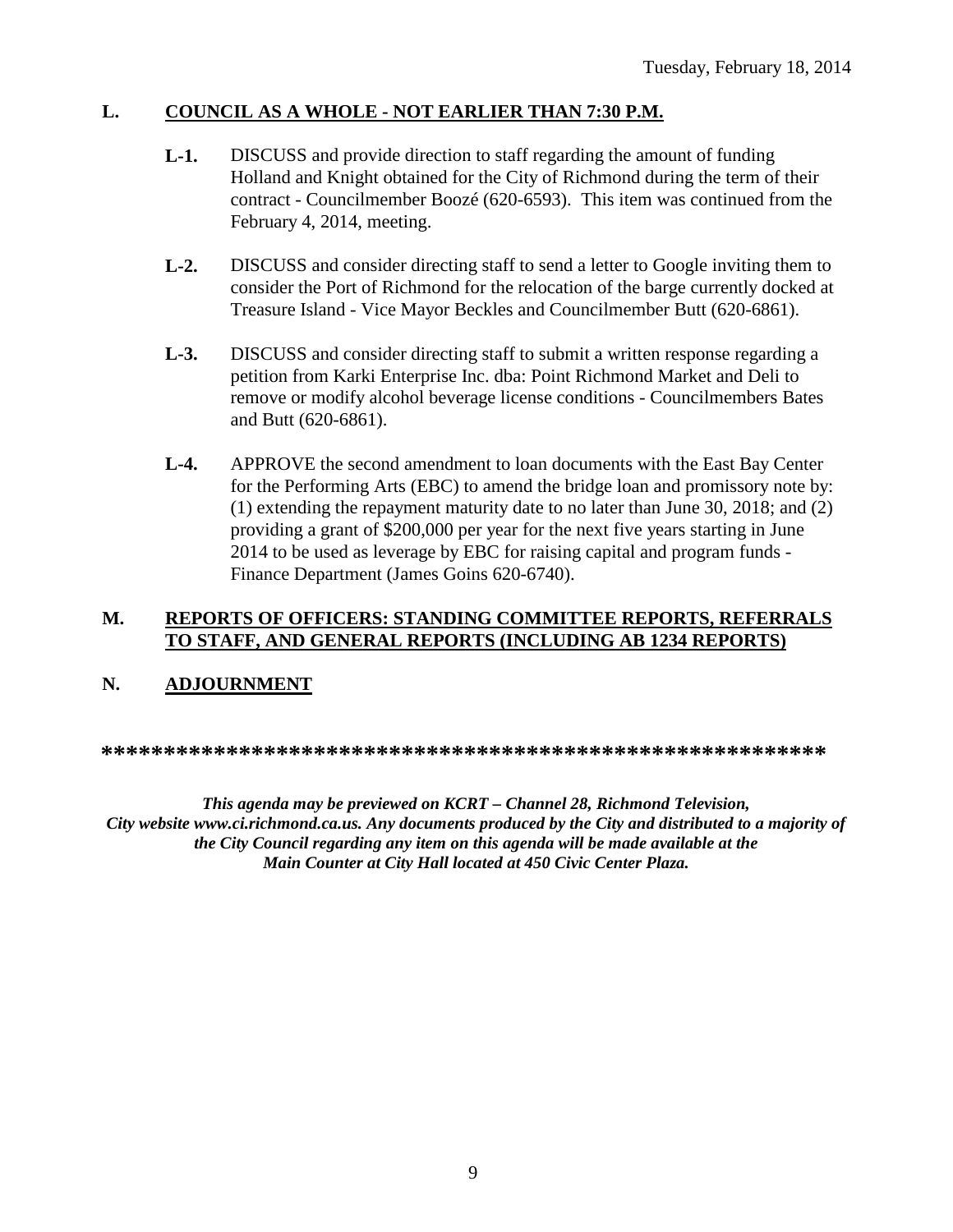## L. COUNCIL AS A WHOLE - NOT EARLIER THAN 7:30 P.M.

**L-1.** DISCUSS and provide direction to staff regarding the amount of funding Holland and Knight obtained for the City of Richmond during the term of their contract - Councilmember Boozé (620-6593). This item was continued from the February 4, 2014, meeting.

**L-2.** DISCUSS and consider directing staff to send a letter to Google inviting them to consider the Port of Richmond for the relocation of the barge currently docked at Treasure Island - Vice Mayor Beckles and Councilmember Butt (620-6861).

**L-3.** DISCUSS and consider directing staff to submit a written response regarding a petition from Karki Enterprise Inc. dba: Point Richmond Market and Deli to remove or modify alcohol beverage license conditions - Councilmembers Bates and Butt (620-6861).

**L-4.** APPROVE the second amendment to loan documents with the East Bay Center for the Performing Arts (EBC) to amend the bridge loan and promissory note by: (1) extending the repayment maturity date to no later than June 30, 2018; and (2) providing a grant of $200,000 per year for the next five years starting in June 2014 to be used as leverage by EBC for raising capital and program funds - Finance Department (James Goins 620-6740).

## M. REPORTS OF OFFICERS: STANDING COMMITTEE REPORTS, REFERRALS TO STAFF, AND GENERAL REPORTS (INCLUDING AB 1234 REPORTS)

## N. ADJOURNMENT

**********************************************************

***This agenda may be previewed on KCRT – Channel 28, Richmond Television, City website www.ci.richmond.ca.us. Any documents produced by the City and distributed to a majority of the City Council regarding any item on this agenda will be made available at the Main Counter at City Hall located at 450 Civic Center Plaza.***